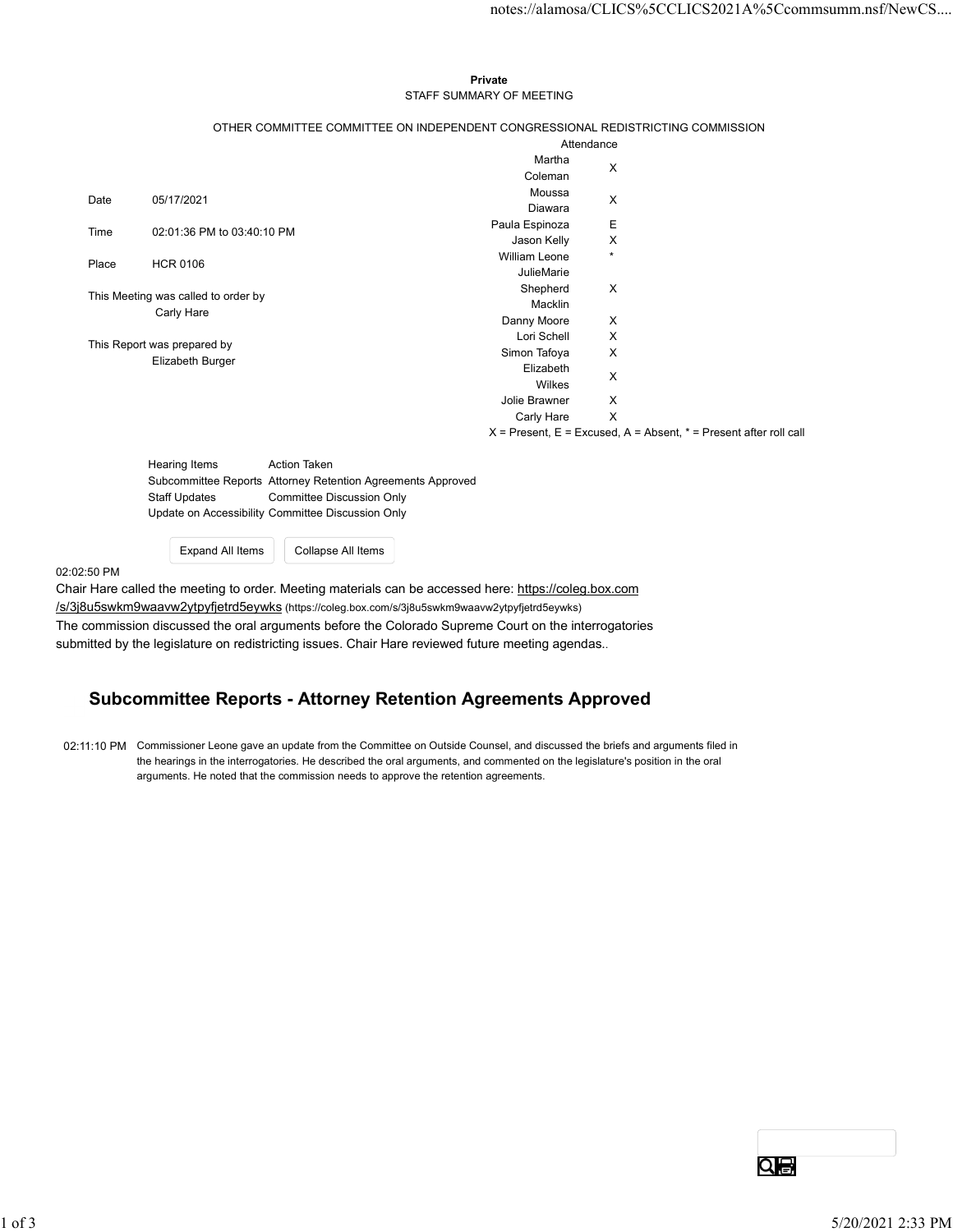**Private**

STAFF SUMMARY OF MEETING

OTHER COMMITTEE COMMITTEE ON INDEPENDENT CONGRESSIONAL REDISTRICTING COMMISSION

| | |
|---|---|
| Date | 05/17/2021 |
| Time | 02:01:36 PM to 03:40:10 PM |
| Place | HCR 0106 |

This Meeting was called to order by
Carly Hare

This Report was prepared by
Elizabeth Burger

| Attendance | |
|---|---|
| Martha Coleman | X |
| Moussa Diawara | X |
| Paula Espinoza | E |
| Jason Kelly | X |
| William Leone | * |
| JulieMarie Shepherd Macklin | X |
| Danny Moore | X |
| Lori Schell | X |
| Simon Tafoya | X |
| Elizabeth Wilkes | X |
| Jolie Brawner | X |
| Carly Hare | X |

X = Present, E = Excused, A = Absent, * = Present after roll call

| Hearing Items | Action Taken |
|---|---|
| Subcommittee Reports | Attorney Retention Agreements Approved |
| Staff Updates | Committee Discussion Only |
| Update on Accessibility | Committee Discussion Only |

Expand All Items | Collapse All Items

02:02:50 PM

Chair Hare called the meeting to order. Meeting materials can be accessed here: https://coleg.box.com/s/3j8u5swkm9waavw2ytpyfjetrd5eywks (https://coleg.box.com/s/3j8u5swkm9waavw2ytpyfjetrd5eywks)

The commission discussed the oral arguments before the Colorado Supreme Court on the interrogatories submitted by the legislature on redistricting issues. Chair Hare reviewed future meeting agendas..

## Subcommittee Reports - Attorney Retention Agreements Approved

02:11:10 PM Commissioner Leone gave an update from the Committee on Outside Counsel, and discussed the briefs and arguments filed in the hearings in the interrogatories. He described the oral arguments, and commented on the legislature's position in the oral arguments. He noted that the commission needs to approve the retention agreements.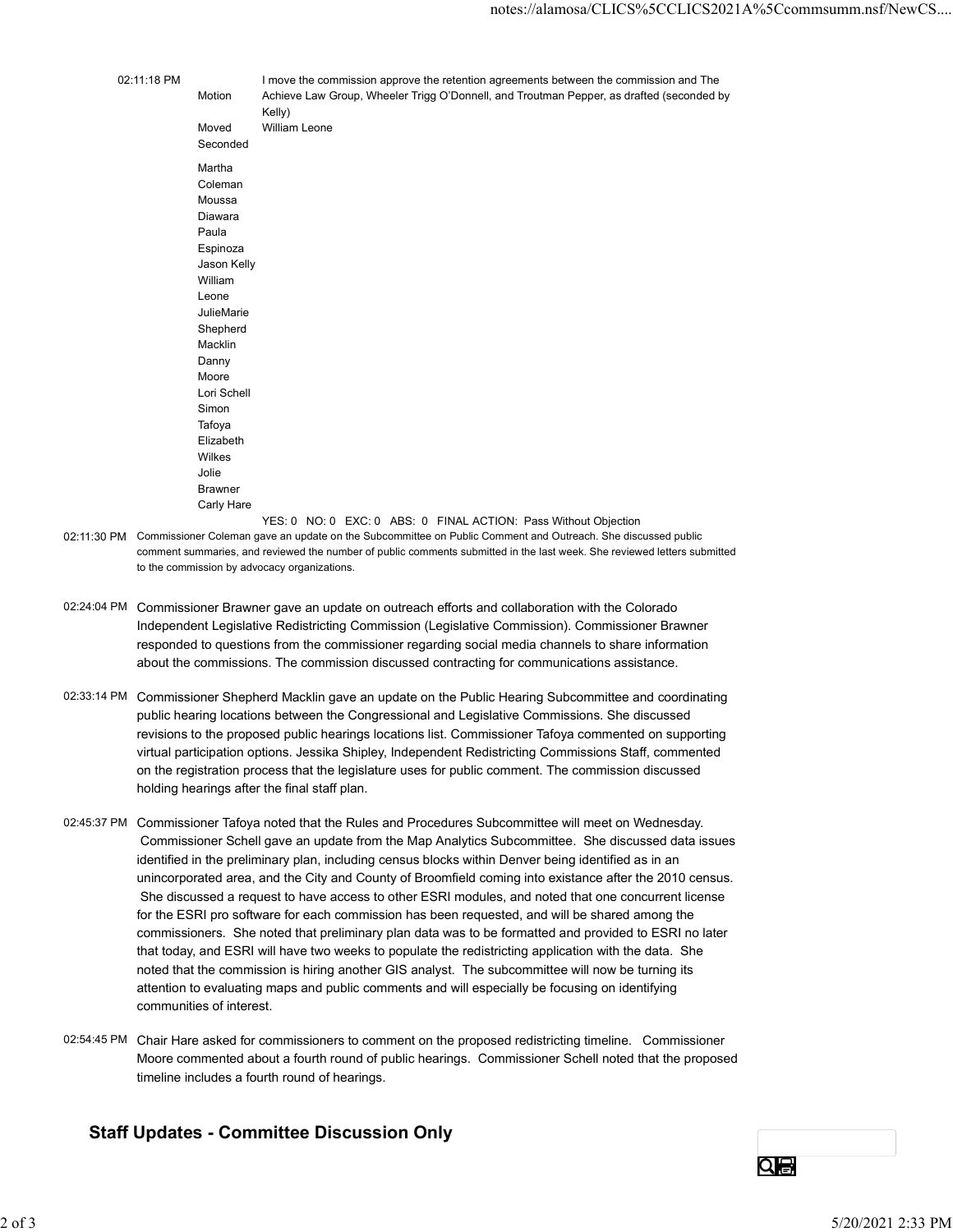| | | |
|---|---|---|
| 02:11:18 PM | Motion | I move the commission approve the retention agreements between the commission and The Achieve Law Group, Wheeler Trigg O'Donnell, and Troutman Pepper, as drafted (seconded by Kelly) |
| | Moved | William Leone |
| | Seconded | |
| | Martha Coleman | |
| | Moussa Diawara | |
| | Paula Espinoza | |
| | Jason Kelly | |
| | William Leone | |
| | JulieMarie Shepherd Macklin | |
| | Danny Moore | |
| | Lori Schell | |
| | Simon Tafoya | |
| | Elizabeth Wilkes | |
| | Jolie Brawner | |
| | Carly Hare | |
| | | YES: 0 NO: 0 EXC: 0 ABS: 0 FINAL ACTION: Pass Without Objection |

02:11:30 PM Commissioner Coleman gave an update on the Subcommittee on Public Comment and Outreach. She discussed public comment summaries, and reviewed the number of public comments submitted in the last week. She reviewed letters submitted to the commission by advocacy organizations.

02:24:04 PM Commissioner Brawner gave an update on outreach efforts and collaboration with the Colorado Independent Legislative Redistricting Commission (Legislative Commission). Commissioner Brawner responded to questions from the commissioner regarding social media channels to share information about the commissions. The commission discussed contracting for communications assistance.

02:33:14 PM Commissioner Shepherd Macklin gave an update on the Public Hearing Subcommittee and coordinating public hearing locations between the Congressional and Legislative Commissions. She discussed revisions to the proposed public hearings locations list. Commissioner Tafoya commented on supporting virtual participation options. Jessika Shipley, Independent Redistricting Commissions Staff, commented on the registration process that the legislature uses for public comment. The commission discussed holding hearings after the final staff plan.

02:45:37 PM Commissioner Tafoya noted that the Rules and Procedures Subcommittee will meet on Wednesday. Commissioner Schell gave an update from the Map Analytics Subcommittee. She discussed data issues identified in the preliminary plan, including census blocks within Denver being identified as in an unincorporated area, and the City and County of Broomfield coming into existance after the 2010 census. She discussed a request to have access to other ESRI modules, and noted that one concurrent license for the ESRI pro software for each commission has been requested, and will be shared among the commissioners. She noted that preliminary plan data was to be formatted and provided to ESRI no later that today, and ESRI will have two weeks to populate the redistricting application with the data. She noted that the commission is hiring another GIS analyst. The subcommittee will now be turning its attention to evaluating maps and public comments and will especially be focusing on identifying communities of interest.

02:54:45 PM Chair Hare asked for commissioners to comment on the proposed redistricting timeline. Commissioner Moore commented about a fourth round of public hearings. Commissioner Schell noted that the proposed timeline includes a fourth round of hearings.

## Staff Updates - Committee Discussion Only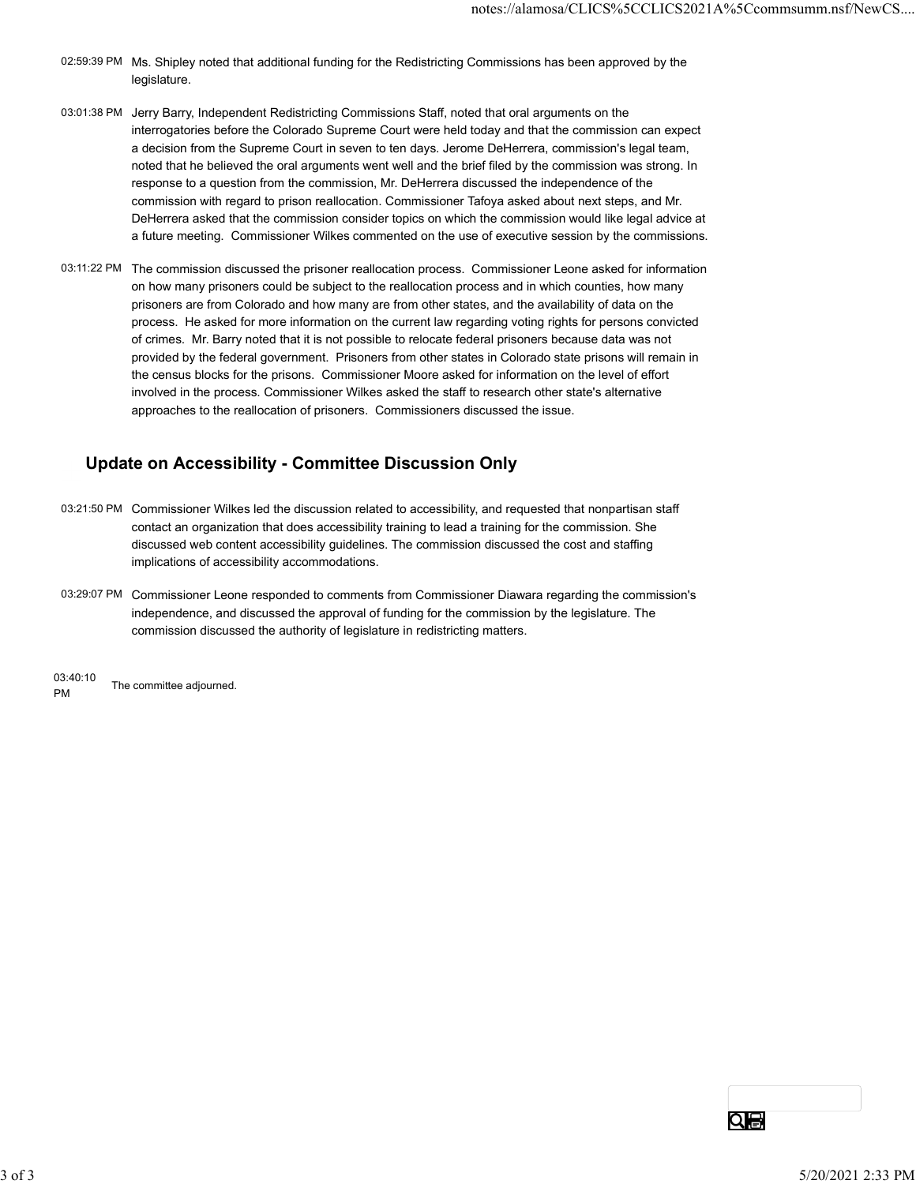02:59:39 PM Ms. Shipley noted that additional funding for the Redistricting Commissions has been approved by the legislature.

03:01:38 PM Jerry Barry, Independent Redistricting Commissions Staff, noted that oral arguments on the interrogatories before the Colorado Supreme Court were held today and that the commission can expect a decision from the Supreme Court in seven to ten days. Jerome DeHerrera, commission's legal team, noted that he believed the oral arguments went well and the brief filed by the commission was strong. In response to a question from the commission, Mr. DeHerrera discussed the independence of the commission with regard to prison reallocation. Commissioner Tafoya asked about next steps, and Mr. DeHerrera asked that the commission consider topics on which the commission would like legal advice at a future meeting. Commissioner Wilkes commented on the use of executive session by the commissions.

03:11:22 PM The commission discussed the prisoner reallocation process. Commissioner Leone asked for information on how many prisoners could be subject to the reallocation process and in which counties, how many prisoners are from Colorado and how many are from other states, and the availability of data on the process. He asked for more information on the current law regarding voting rights for persons convicted of crimes. Mr. Barry noted that it is not possible to relocate federal prisoners because data was not provided by the federal government. Prisoners from other states in Colorado state prisons will remain in the census blocks for the prisons. Commissioner Moore asked for information on the level of effort involved in the process. Commissioner Wilkes asked the staff to research other state's alternative approaches to the reallocation of prisoners. Commissioners discussed the issue.

## Update on Accessibility - Committee Discussion Only

03:21:50 PM Commissioner Wilkes led the discussion related to accessibility, and requested that nonpartisan staff contact an organization that does accessibility training to lead a training for the commission. She discussed web content accessibility guidelines. The commission discussed the cost and staffing implications of accessibility accommodations.

03:29:07 PM Commissioner Leone responded to comments from Commissioner Diawara regarding the commission's independence, and discussed the approval of funding for the commission by the legislature. The commission discussed the authority of legislature in redistricting matters.

03:40:10 PM The committee adjourned.